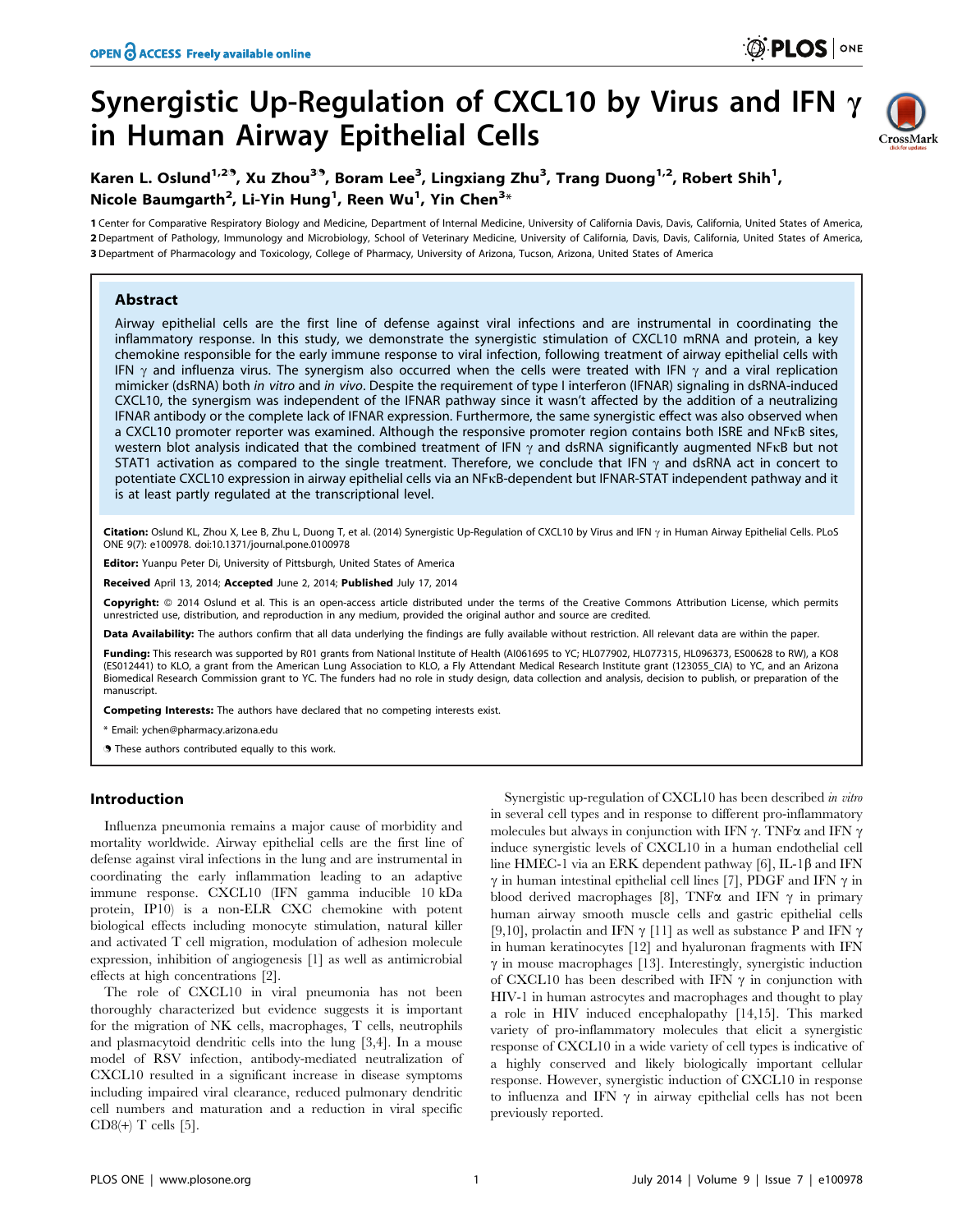# Synergistic Up-Regulation of CXCL10 by Virus and IFN γ in Human Airway Epithelial Cells

**Karen L. Oslund[1,2]¶, Xu Zhou[3]¶, Boram Lee[3], Lingxiang Zhu[3], Trang Duong[1,2], Robert Shih[1], Nicole Baumgarth[2], Li-Yin Hung[1], Reen Wu[1], Yin Chen[3]***

1 Center for Comparative Respiratory Biology and Medicine, Department of Internal Medicine, University of California Davis, Davis, California, United States of America, 2 Department of Pathology, Immunology and Microbiology, School of Veterinary Medicine, University of California, Davis, Davis, California, United States of America, 3 Department of Pharmacology and Toxicology, College of Pharmacy, University of Arizona, Tucson, Arizona, United States of America

## Abstract

Airway epithelial cells are the first line of defense against viral infections and are instrumental in coordinating the inflammatory response. In this study, we demonstrate the synergistic stimulation of CXCL10 mRNA and protein, a key chemokine responsible for the early immune response to viral infection, following treatment of airway epithelial cells with IFN γ and influenza virus. The synergism also occurred when the cells were treated with IFN γ and a viral replication mimicker (dsRNA) both *in vitro* and *in vivo*. Despite the requirement of type I interferon (IFNAR) signaling in dsRNA-induced CXCL10, the synergism was independent of the IFNAR pathway since it wasn't affected by the addition of a neutralizing IFNAR antibody or the complete lack of IFNAR expression. Furthermore, the same synergistic effect was also observed when a CXCL10 promoter reporter was examined. Although the responsive promoter region contains both ISRE and NFκB sites, western blot analysis indicated that the combined treatment of IFN γ and dsRNA significantly augmented NFκB but not STAT1 activation as compared to the single treatment. Therefore, we conclude that IFN γ and dsRNA act in concert to potentiate CXCL10 expression in airway epithelial cells via an NFκB-dependent but IFNAR-STAT independent pathway and it is at least partly regulated at the transcriptional level.

**Citation:** Oslund KL, Zhou X, Lee B, Zhu L, Duong T, et al. (2014) Synergistic Up-Regulation of CXCL10 by Virus and IFN γ in Human Airway Epithelial Cells. PLoS ONE 9(7): e100978. doi:10.1371/journal.pone.0100978

**Editor:** Yuanpu Peter Di, University of Pittsburgh, United States of America

**Received** April 13, 2014; **Accepted** June 2, 2014; **Published** July 17, 2014

**Copyright:** © 2014 Oslund et al. This is an open-access article distributed under the terms of the Creative Commons Attribution License, which permits unrestricted use, distribution, and reproduction in any medium, provided the original author and source are credited.

**Data Availability:** The authors confirm that all data underlying the findings are fully available without restriction. All relevant data are within the paper.

**Funding:** This research was supported by R01 grants from National Institute of Health (AI061695 to YC; HL077902, HL077315, HL096373, ES00628 to RW), a KO8 (ES012441) to KLO, a grant from the American Lung Association to KLO, a Fly Attendant Medical Research Institute grant (123055_CIA) to YC, and an Arizona Biomedical Research Commission grant to YC. The funders had no role in study design, data collection and analysis, decision to publish, or preparation of the manuscript.

**Competing Interests:** The authors have declared that no competing interests exist.

* Email: ychen@pharmacy.arizona.edu

¶ These authors contributed equally to this work.

## Introduction

Influenza pneumonia remains a major cause of morbidity and mortality worldwide. Airway epithelial cells are the first line of defense against viral infections in the lung and are instrumental in coordinating the early inflammation leading to an adaptive immune response. CXCL10 (IFN gamma inducible 10 kDa protein, IP10) is a non-ELR CXC chemokine with potent biological effects including monocyte stimulation, natural killer and activated T cell migration, modulation of adhesion molecule expression, inhibition of angiogenesis [1] as well as antimicrobial effects at high concentrations [2].

The role of CXCL10 in viral pneumonia has not been thoroughly characterized but evidence suggests it is important for the migration of NK cells, macrophages, T cells, neutrophils and plasmacytoid dendritic cells into the lung [3,4]. In a mouse model of RSV infection, antibody-mediated neutralization of CXCL10 resulted in a significant increase in disease symptoms including impaired viral clearance, reduced pulmonary dendritic cell numbers and maturation and a reduction in viral specific CD8(+) T cells [5].

Synergistic up-regulation of CXCL10 has been described *in vitro* in several cell types and in response to different pro-inflammatory molecules but always in conjunction with IFN γ. TNFα and IFN γ induce synergistic levels of CXCL10 in a human endothelial cell line HMEC-1 via an ERK dependent pathway [6], IL-1β and IFN γ in human intestinal epithelial cell lines [7], PDGF and IFN γ in blood derived macrophages [8], TNFα and IFN γ in primary human airway smooth muscle cells and gastric epithelial cells [9,10], prolactin and IFN γ [11] as well as substance P and IFN γ in human keratinocytes [12] and hyaluronan fragments with IFN γ in mouse macrophages [13]. Interestingly, synergistic induction of CXCL10 has been described with IFN γ in conjunction with HIV-1 in human astrocytes and macrophages and thought to play a role in HIV induced encephalopathy [14,15]. This marked variety of pro-inflammatory molecules that elicit a synergistic response of CXCL10 in a wide variety of cell types is indicative of a highly conserved and likely biologically important cellular response. However, synergistic induction of CXCL10 in response to influenza and IFN γ in airway epithelial cells has not been previously reported.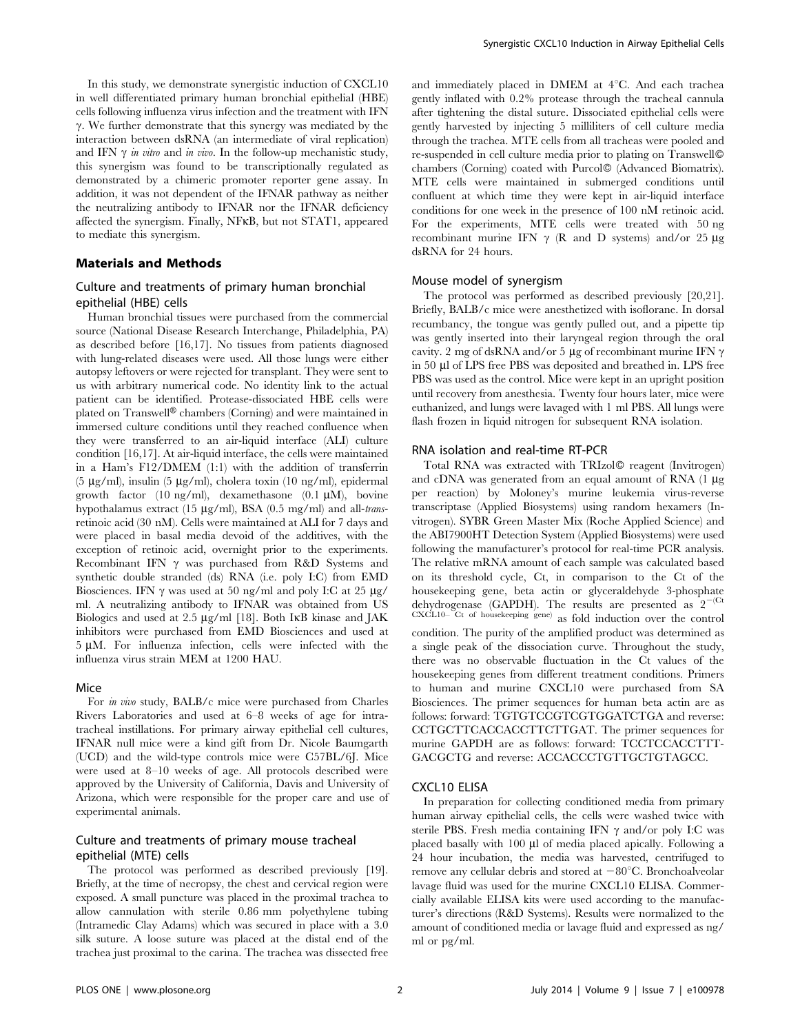In this study, we demonstrate synergistic induction of CXCL10 in well differentiated primary human bronchial epithelial (HBE) cells following influenza virus infection and the treatment with IFN γ. We further demonstrate that this synergy was mediated by the interaction between dsRNA (an intermediate of viral replication) and IFN γ *in vitro* and *in vivo*. In the follow-up mechanistic study, this synergism was found to be transcriptionally regulated as demonstrated by a chimeric promoter reporter gene assay. In addition, it was not dependent of the IFNAR pathway as neither the neutralizing antibody to IFNAR nor the IFNAR deficiency affected the synergism. Finally, NFκB, but not STAT1, appeared to mediate this synergism.

## Materials and Methods

### Culture and treatments of primary human bronchial epithelial (HBE) cells

Human bronchial tissues were purchased from the commercial source (National Disease Research Interchange, Philadelphia, PA) as described before [16,17]. No tissues from patients diagnosed with lung-related diseases were used. All those lungs were either autopsy leftovers or were rejected for transplant. They were sent to us with arbitrary numerical code. No identity link to the actual patient can be identified. Protease-dissociated HBE cells were plated on Transwell® chambers (Corning) and were maintained in immersed culture conditions until they reached confluence when they were transferred to an air-liquid interface (ALI) culture condition [16,17]. At air-liquid interface, the cells were maintained in a Ham's F12/DMEM (1:1) with the addition of transferrin (5 μg/ml), insulin (5 μg/ml), cholera toxin (10 ng/ml), epidermal growth factor (10 ng/ml), dexamethasone (0.1 μM), bovine hypothalamus extract (15 μg/ml), BSA (0.5 mg/ml) and all-*trans*-retinoic acid (30 nM). Cells were maintained at ALI for 7 days and were placed in basal media devoid of the additives, with the exception of retinoic acid, overnight prior to the experiments. Recombinant IFN γ was purchased from R&D Systems and synthetic double stranded (ds) RNA (i.e. poly I:C) from EMD Biosciences. IFN γ was used at 50 ng/ml and poly I:C at 25 μg/ml. A neutralizing antibody to IFNAR was obtained from US Biologics and used at 2.5 μg/ml [18]. Both IκB kinase and JAK inhibitors were purchased from EMD Biosciences and used at 5 μM. For influenza infection, cells were infected with the influenza virus strain MEM at 1200 HAU.

### Mice

For *in vivo* study, BALB/c mice were purchased from Charles Rivers Laboratories and used at 6–8 weeks of age for intratracheal instillations. For primary airway epithelial cell cultures, IFNAR null mice were a kind gift from Dr. Nicole Baumgarth (UCD) and the wild-type controls mice were C57BL/6J. Mice were used at 8–10 weeks of age. All protocols described were approved by the University of California, Davis and University of Arizona, which were responsible for the proper care and use of experimental animals.

### Culture and treatments of primary mouse tracheal epithelial (MTE) cells

The protocol was performed as described previously [19]. Briefly, at the time of necropsy, the chest and cervical region were exposed. A small puncture was placed in the proximal trachea to allow cannulation with sterile 0.86 mm polyethylene tubing (Intramedic Clay Adams) which was secured in place with a 3.0 silk suture. A loose suture was placed at the distal end of the trachea just proximal to the carina. The trachea was dissected free and immediately placed in DMEM at 4°C. And each trachea gently inflated with 0.2% protease through the tracheal cannula after tightening the distal suture. Dissociated epithelial cells were gently harvested by injecting 5 milliliters of cell culture media through the trachea. MTE cells from all tracheas were pooled and re-suspended in cell culture media prior to plating on Transwell© chambers (Corning) coated with Purcol© (Advanced Biomatrix). MTE cells were maintained in submerged conditions until confluent at which time they were kept in air-liquid interface conditions for one week in the presence of 100 nM retinoic acid. For the experiments, MTE cells were treated with 50 ng recombinant murine IFN γ (R and D systems) and/or 25 μg dsRNA for 24 hours.

### Mouse model of synergism

The protocol was performed as described previously [20,21]. Briefly, BALB/c mice were anesthetized with isoflorane. In dorsal recumbancy, the tongue was gently pulled out, and a pipette tip was gently inserted into their laryngeal region through the oral cavity. 2 mg of dsRNA and/or 5 μg of recombinant murine IFN γ in 50 μl of LPS free PBS was deposited and breathed in. LPS free PBS was used as the control. Mice were kept in an upright position until recovery from anesthesia. Twenty four hours later, mice were euthanized, and lungs were lavaged with 1 ml PBS. All lungs were flash frozen in liquid nitrogen for subsequent RNA isolation.

### RNA isolation and real-time RT-PCR

Total RNA was extracted with TRIzol© reagent (Invitrogen) and cDNA was generated from an equal amount of RNA (1 μg per reaction) by Moloney's murine leukemia virus-reverse transcriptase (Applied Biosystems) using random hexamers (Invitrogen). SYBR Green Master Mix (Roche Applied Science) and the ABI7900HT Detection System (Applied Biosystems) were used following the manufacturer's protocol for real-time PCR analysis. The relative mRNA amount of each sample was calculated based on its threshold cycle, Ct, in comparison to the Ct of the housekeeping gene, beta actin or glyceraldehyde 3-phosphate dehydrogenase (GAPDH). The results are presented as $2^{-(Ct_{CXCL10} - Ct_{of\ housekeeping\ gene})}$ as fold induction over the control condition. The purity of the amplified product was determined as a single peak of the dissociation curve. Throughout the study, there was no observable fluctuation in the Ct values of the housekeeping genes from different treatment conditions. Primers to human and murine CXCL10 were purchased from SA Biosciences. The primer sequences for human beta actin are as follows: forward: TGTGTCCGTCGTGGATCTGA and reverse: CCTGCTTCACCACCTTCTTGAT. The primer sequences for murine GAPDH are as follows: forward: TCCTCCACCTTTGACGCTG and reverse: ACCACCCTGTTGCTGTAGCC.

### CXCL10 ELISA

In preparation for collecting conditioned media from primary human airway epithelial cells, the cells were washed twice with sterile PBS. Fresh media containing IFN γ and/or poly I:C was placed basally with 100 μl of media placed apically. Following a 24 hour incubation, the media was harvested, centrifuged to remove any cellular debris and stored at −80°C. Bronchoalveolar lavage fluid was used for the murine CXCL10 ELISA. Commercially available ELISA kits were used according to the manufacturer's directions (R&D Systems). Results were normalized to the amount of conditioned media or lavage fluid and expressed as ng/ml or pg/ml.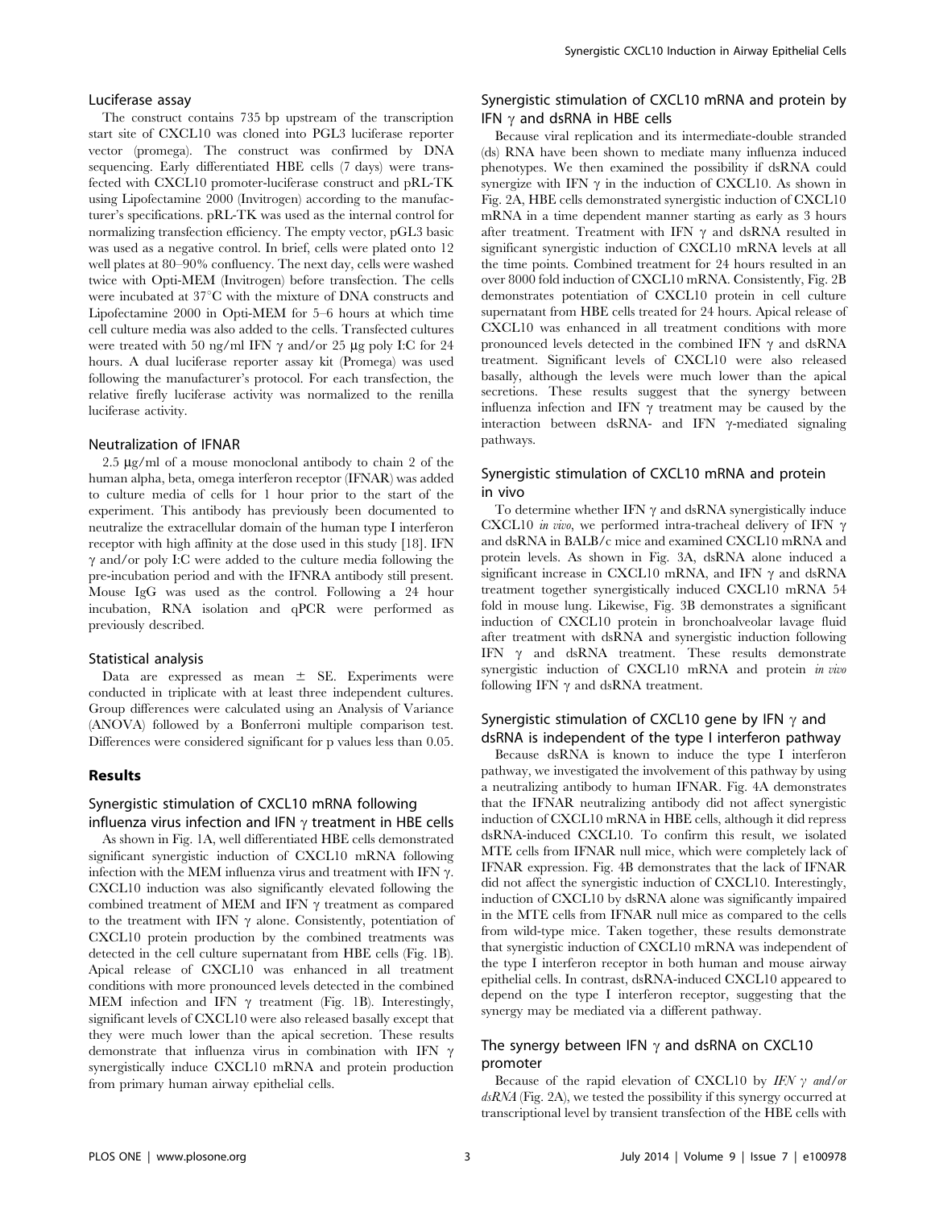### Luciferase assay

The construct contains 735 bp upstream of the transcription start site of CXCL10 was cloned into PGL3 luciferase reporter vector (promega). The construct was confirmed by DNA sequencing. Early differentiated HBE cells (7 days) were transfected with CXCL10 promoter-luciferase construct and pRL-TK using Lipofectamine 2000 (Invitrogen) according to the manufacturer's specifications. pRL-TK was used as the internal control for normalizing transfection efficiency. The empty vector, pGL3 basic was used as a negative control. In brief, cells were plated onto 12 well plates at 80–90% confluency. The next day, cells were washed twice with Opti-MEM (Invitrogen) before transfection. The cells were incubated at 37°C with the mixture of DNA constructs and Lipofectamine 2000 in Opti-MEM for 5–6 hours at which time cell culture media was also added to the cells. Transfected cultures were treated with 50 ng/ml IFN γ and/or 25 μg poly I:C for 24 hours. A dual luciferase reporter assay kit (Promega) was used following the manufacturer's protocol. For each transfection, the relative firefly luciferase activity was normalized to the renilla luciferase activity.

### Neutralization of IFNAR

2.5 μg/ml of a mouse monoclonal antibody to chain 2 of the human alpha, beta, omega interferon receptor (IFNAR) was added to culture media of cells for 1 hour prior to the start of the experiment. This antibody has previously been documented to neutralize the extracellular domain of the human type I interferon receptor with high affinity at the dose used in this study [18]. IFN γ and/or poly I:C were added to the culture media following the pre-incubation period and with the IFNRA antibody still present. Mouse IgG was used as the control. Following a 24 hour incubation, RNA isolation and qPCR were performed as previously described.

### Statistical analysis

Data are expressed as mean ± SE. Experiments were conducted in triplicate with at least three independent cultures. Group differences were calculated using an Analysis of Variance (ANOVA) followed by a Bonferroni multiple comparison test. Differences were considered significant for p values less than 0.05.

## Results

### Synergistic stimulation of CXCL10 mRNA following influenza virus infection and IFN γ treatment in HBE cells

As shown in Fig. 1A, well differentiated HBE cells demonstrated significant synergistic induction of CXCL10 mRNA following infection with the MEM influenza virus and treatment with IFN γ. CXCL10 induction was also significantly elevated following the combined treatment of MEM and IFN γ treatment as compared to the treatment with IFN γ alone. Consistently, potentiation of CXCL10 protein production by the combined treatments was detected in the cell culture supernatant from HBE cells (Fig. 1B). Apical release of CXCL10 was enhanced in all treatment conditions with more pronounced levels detected in the combined MEM infection and IFN γ treatment (Fig. 1B). Interestingly, significant levels of CXCL10 were also released basally except that they were much lower than the apical secretion. These results demonstrate that influenza virus in combination with IFN γ synergistically induce CXCL10 mRNA and protein production from primary human airway epithelial cells.

### Synergistic stimulation of CXCL10 mRNA and protein by IFN γ and dsRNA in HBE cells

Because viral replication and its intermediate-double stranded (ds) RNA have been shown to mediate many influenza induced phenotypes. We then examined the possibility if dsRNA could synergize with IFN γ in the induction of CXCL10. As shown in Fig. 2A, HBE cells demonstrated synergistic induction of CXCL10 mRNA in a time dependent manner starting as early as 3 hours after treatment. Treatment with IFN γ and dsRNA resulted in significant synergistic induction of CXCL10 mRNA levels at all the time points. Combined treatment for 24 hours resulted in an over 8000 fold induction of CXCL10 mRNA. Consistently, Fig. 2B demonstrates potentiation of CXCL10 protein in cell culture supernatant from HBE cells treated for 24 hours. Apical release of CXCL10 was enhanced in all treatment conditions with more pronounced levels detected in the combined IFN γ and dsRNA treatment. Significant levels of CXCL10 were also released basally, although the levels were much lower than the apical secretions. These results suggest that the synergy between influenza infection and IFN γ treatment may be caused by the interaction between dsRNA- and IFN γ-mediated signaling pathways.

### Synergistic stimulation of CXCL10 mRNA and protein in vivo

To determine whether IFN γ and dsRNA synergistically induce CXCL10 *in vivo*, we performed intra-tracheal delivery of IFN γ and dsRNA in BALB/c mice and examined CXCL10 mRNA and protein levels. As shown in Fig. 3A, dsRNA alone induced a significant increase in CXCL10 mRNA, and IFN γ and dsRNA treatment together synergistically induced CXCL10 mRNA 54 fold in mouse lung. Likewise, Fig. 3B demonstrates a significant induction of CXCL10 protein in bronchoalveolar lavage fluid after treatment with dsRNA and synergistic induction following IFN γ and dsRNA treatment. These results demonstrate synergistic induction of CXCL10 mRNA and protein *in vivo* following IFN γ and dsRNA treatment.

### Synergistic stimulation of CXCL10 gene by IFN γ and dsRNA is independent of the type I interferon pathway

Because dsRNA is known to induce the type I interferon pathway, we investigated the involvement of this pathway by using a neutralizing antibody to human IFNAR. Fig. 4A demonstrates that the IFNAR neutralizing antibody did not affect synergistic induction of CXCL10 mRNA in HBE cells, although it did repress dsRNA-induced CXCL10. To confirm this result, we isolated MTE cells from IFNAR null mice, which were completely lack of IFNAR expression. Fig. 4B demonstrates that the lack of IFNAR did not affect the synergistic induction of CXCL10. Interestingly, induction of CXCL10 by dsRNA alone was significantly impaired in the MTE cells from IFNAR null mice as compared to the cells from wild-type mice. Taken together, these results demonstrate that synergistic induction of CXCL10 mRNA was independent of the type I interferon receptor in both human and mouse airway epithelial cells. In contrast, dsRNA-induced CXCL10 appeared to depend on the type I interferon receptor, suggesting that the synergy may be mediated via a different pathway.

### The synergy between IFN γ and dsRNA on CXCL10 promoter

Because of the rapid elevation of CXCL10 by *IFN γ and/or dsRNA* (Fig. 2A), we tested the possibility if this synergy occurred at transcriptional level by transient transfection of the HBE cells with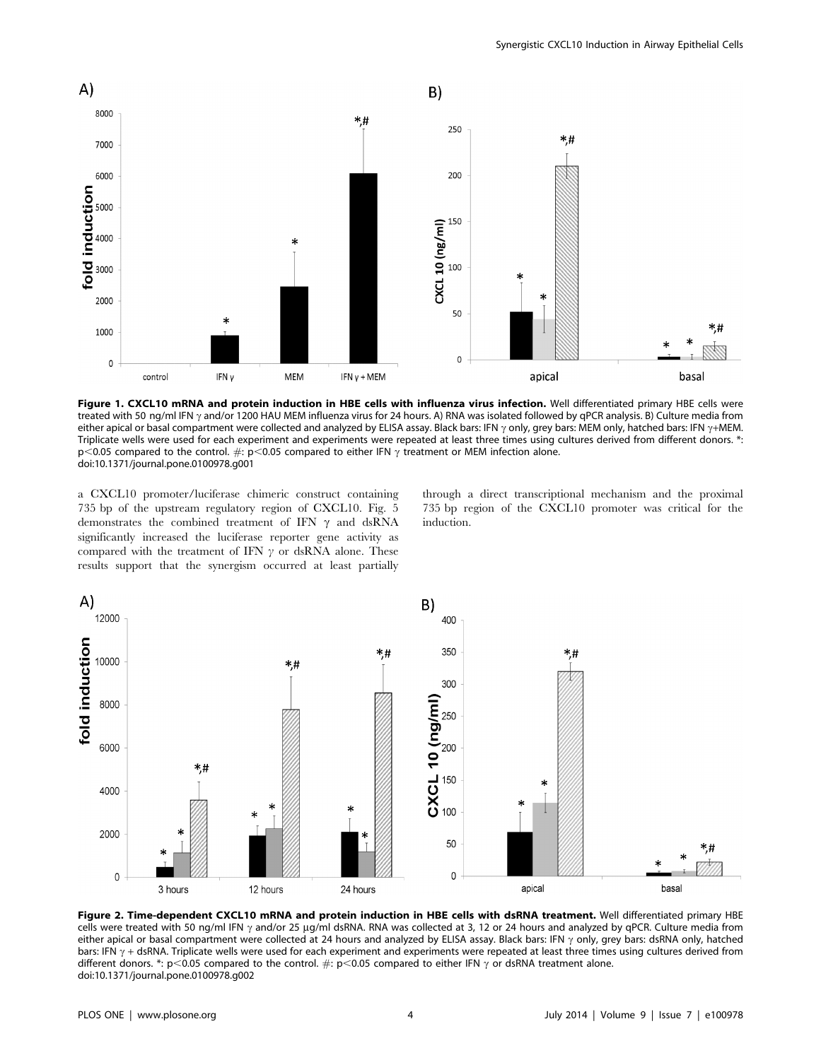**Figure 1. CXCL10 mRNA and protein induction in HBE cells with influenza virus infection.** Well differentiated primary HBE cells were treated with 50 ng/ml IFN γ and/or 1200 HAU MEM influenza virus for 24 hours. A) RNA was isolated followed by qPCR analysis. B) Culture media from either apical or basal compartment were collected and analyzed by ELISA assay. Black bars: IFN γ only, grey bars: MEM only, hatched bars: IFN γ+MEM. Triplicate wells were used for each experiment and experiments were repeated at least three times using cultures derived from different donors. *: $p<0.05$ compared to the control. #: $p<0.05$ compared to either IFN γ treatment or MEM infection alone.
doi:10.1371/journal.pone.0100978.g001

a CXCL10 promoter/luciferase chimeric construct containing 735 bp of the upstream regulatory region of CXCL10. Fig. 5 demonstrates the combined treatment of IFN γ and dsRNA significantly increased the luciferase reporter gene activity as compared with the treatment of IFN γ or dsRNA alone. These results support that the synergism occurred at least partially through a direct transcriptional mechanism and the proximal 735 bp region of the CXCL10 promoter was critical for the induction.

**Figure 2. Time-dependent CXCL10 mRNA and protein induction in HBE cells with dsRNA treatment.** Well differentiated primary HBE cells were treated with 50 ng/ml IFN γ and/or 25 μg/ml dsRNA. RNA was collected at 3, 12 or 24 hours and analyzed by qPCR. Culture media from either apical or basal compartment were collected at 24 hours and analyzed by ELISA assay. Black bars: IFN γ only, grey bars: dsRNA only, hatched bars: IFN γ + dsRNA. Triplicate wells were used for each experiment and experiments were repeated at least three times using cultures derived from different donors. *: $p<0.05$ compared to the control. #: $p<0.05$ compared to either IFN γ or dsRNA treatment alone.
doi:10.1371/journal.pone.0100978.g002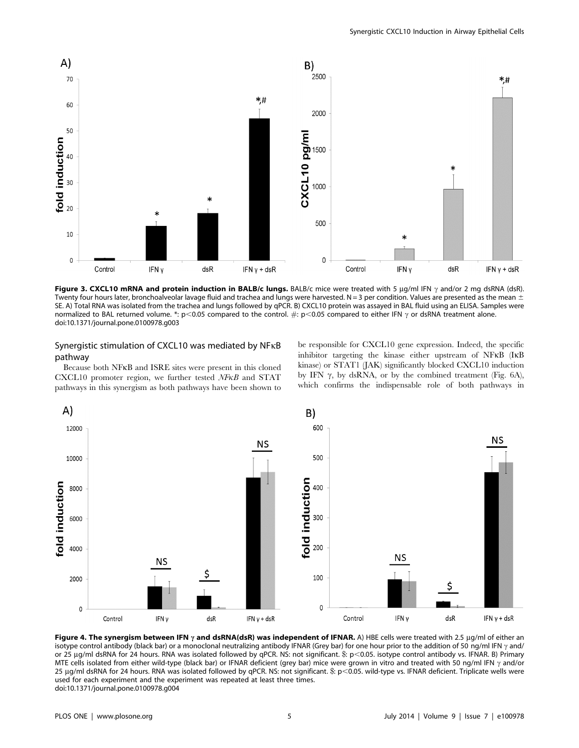**Figure 3. CXCL10 mRNA and protein induction in BALB/c lungs.** BALB/c mice were treated with 5 µg/ml IFN γ and/or 2 mg dsRNA (dsR). Twenty four hours later, bronchoalveolar lavage fluid and trachea and lungs were harvested. N = 3 per condition. Values are presented as the mean ± SE. A) Total RNA was isolated from the trachea and lungs followed by qPCR. B) CXCL10 protein was assayed in BAL fluid using an ELISA. Samples were normalized to BAL returned volume. *: p<0.05 compared to the control. #: p<0.05 compared to either IFN γ or dsRNA treatment alone.
doi:10.1371/journal.pone.0100978.g003

## Synergistic stimulation of CXCL10 was mediated by NFκB pathway

Because both NFκB and ISRE sites were present in this cloned CXCL10 promoter region, we further tested *NFκB* and STAT pathways in this synergism as both pathways have been shown to be responsible for CXCL10 gene expression. Indeed, the specific inhibitor targeting the kinase either upstream of NFκB (IκB kinase) or STAT1 (JAK) significantly blocked CXCL10 induction by IFN γ, by dsRNA, or by the combined treatment (Fig. 6A), which confirms the indispensable role of both pathways in

**Figure 4. The synergism between IFN γ and dsRNA(dsR) was independent of IFNAR.** A) HBE cells were treated with 2.5 µg/ml of either an isotype control antibody (black bar) or a monoclonal neutralizing antibody IFNAR (Grey bar) for one hour prior to the addition of 50 ng/ml IFN γ and/or 25 µg/ml dsRNA for 24 hours. RNA was isolated followed by qPCR. NS: not significant. $: p<0.05. isotype control antibody vs. IFNAR. B) Primary MTE cells isolated from either wild-type (black bar) or IFNAR deficient (grey bar) mice were grown in vitro and treated with 50 ng/ml IFN γ and/or 25 µg/ml dsRNA for 24 hours. RNA was isolated followed by qPCR. NS: not significant. $: p<0.05. wild-type vs. IFNAR deficient. Triplicate wells were used for each experiment and the experiment was repeated at least three times.
doi:10.1371/journal.pone.0100978.g004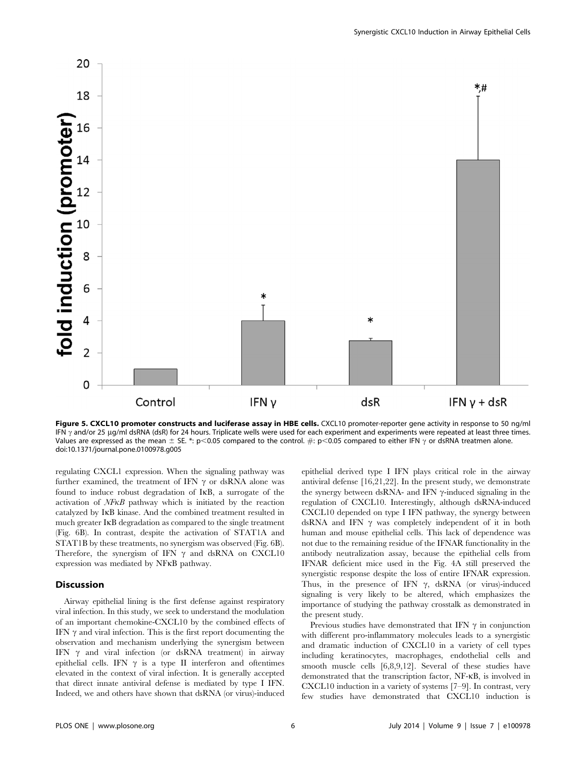**Figure 5. CXCL10 promoter constructs and luciferase assay in HBE cells.** CXCL10 promoter-reporter gene activity in response to 50 ng/ml IFN γ and/or 25 μg/ml dsRNA (dsR) for 24 hours. Triplicate wells were used for each experiment and experiments were repeated at least three times. Values are expressed as the mean ± SE. *: $p<0.05$ compared to the control. #: $p<0.05$ compared to either IFN γ or dsRNA treatmen alone.
doi:10.1371/journal.pone.0100978.g005

regulating CXCL1 expression. When the signaling pathway was further examined, the treatment of IFN γ or dsRNA alone was found to induce robust degradation of IκB, a surrogate of the activation of *NFκB* pathway which is initiated by the reaction catalyzed by IκB kinase. And the combined treatment resulted in much greater IκB degradation as compared to the single treatment (Fig. 6B). In contrast, despite the activation of STAT1A and STAT1B by these treatments, no synergism was observed (Fig. 6B). Therefore, the synergism of IFN γ and dsRNA on CXCL10 expression was mediated by NFκB pathway.

## Discussion

Airway epithelial lining is the first defense against respiratory viral infection. In this study, we seek to understand the modulation of an important chemokine-CXCL10 by the combined effects of IFN γ and viral infection. This is the first report documenting the observation and mechanism underlying the synergism between IFN γ and viral infection (or dsRNA treatment) in airway epithelial cells. IFN γ is a type II interferon and oftentimes elevated in the context of viral infection. It is generally accepted that direct innate antiviral defense is mediated by type I IFN. Indeed, we and others have shown that dsRNA (or virus)-induced epithelial derived type I IFN plays critical role in the airway antiviral defense [16,21,22]. In the present study, we demonstrate the synergy between dsRNA- and IFN γ-induced signaling in the regulation of CXCL10. Interestingly, although dsRNA-induced CXCL10 depended on type I IFN pathway, the synergy between dsRNA and IFN γ was completely independent of it in both human and mouse epithelial cells. This lack of dependence was not due to the remaining residue of the IFNAR functionality in the antibody neutralization assay, because the epithelial cells from IFNAR deficient mice used in the Fig. 4A still preserved the synergistic response despite the loss of entire IFNAR expression. Thus, in the presence of IFN γ, dsRNA (or virus)-induced signaling is very likely to be altered, which emphasizes the importance of studying the pathway crosstalk as demonstrated in the present study.

Previous studies have demonstrated that IFN γ in conjunction with different pro-inflammatory molecules leads to a synergistic and dramatic induction of CXCL10 in a variety of cell types including keratinocytes, macrophages, endothelial cells and smooth muscle cells [6,8,9,12]. Several of these studies have demonstrated that the transcription factor, NF-κB, is involved in CXCL10 induction in a variety of systems [7–9]. In contrast, very few studies have demonstrated that CXCL10 induction is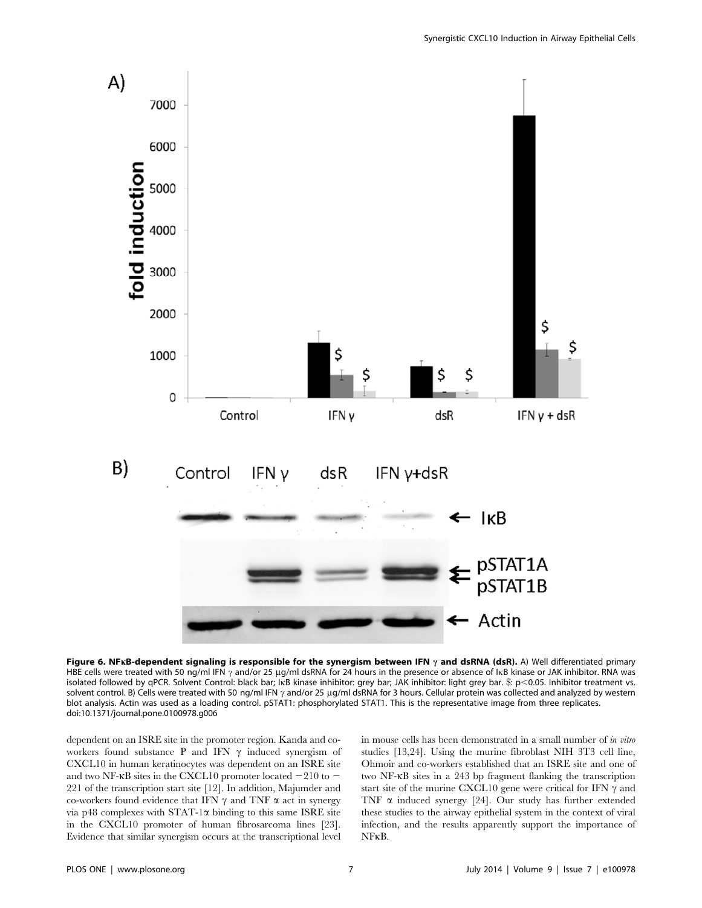**Figure 6. NFκB-dependent signaling is responsible for the synergism between IFN γ and dsRNA (dsR).** A) Well differentiated primary HBE cells were treated with 50 ng/ml IFN γ and/or 25 µg/ml dsRNA for 24 hours in the presence or absence of IκB kinase or JAK inhibitor. RNA was isolated followed by qPCR. Solvent Control: black bar; IκB kinase inhibitor: grey bar; JAK inhibitor: light grey bar. $: $p<0.05$. Inhibitor treatment vs. solvent control. B) Cells were treated with 50 ng/ml IFN γ and/or 25 µg/ml dsRNA for 3 hours. Cellular protein was collected and analyzed by western blot analysis. Actin was used as a loading control. pSTAT1: phosphorylated STAT1. This is the representative image from three replicates.
doi:10.1371/journal.pone.0100978.g006

dependent on an ISRE site in the promoter region. Kanda and co-workers found substance P and IFN γ induced synergism of CXCL10 in human keratinocytes was dependent on an ISRE site and two NF-κB sites in the CXCL10 promoter located −210 to −221 of the transcription start site [12]. In addition, Majumder and co-workers found evidence that IFN γ and TNF α act in synergy via p48 complexes with STAT-1α binding to this same ISRE site in the CXCL10 promoter of human fibrosarcoma lines [23]. Evidence that similar synergism occurs at the transcriptional level in mouse cells has been demonstrated in a small number of *in vitro* studies [13,24]. Using the murine fibroblast NIH 3T3 cell line, Ohmoir and co-workers established that an ISRE site and one of two NF-κB sites in a 243 bp fragment flanking the transcription start site of the murine CXCL10 gene were critical for IFN γ and TNF α induced synergy [24]. Our study has further extended these studies to the airway epithelial system in the context of viral infection, and the results apparently support the importance of NFκB.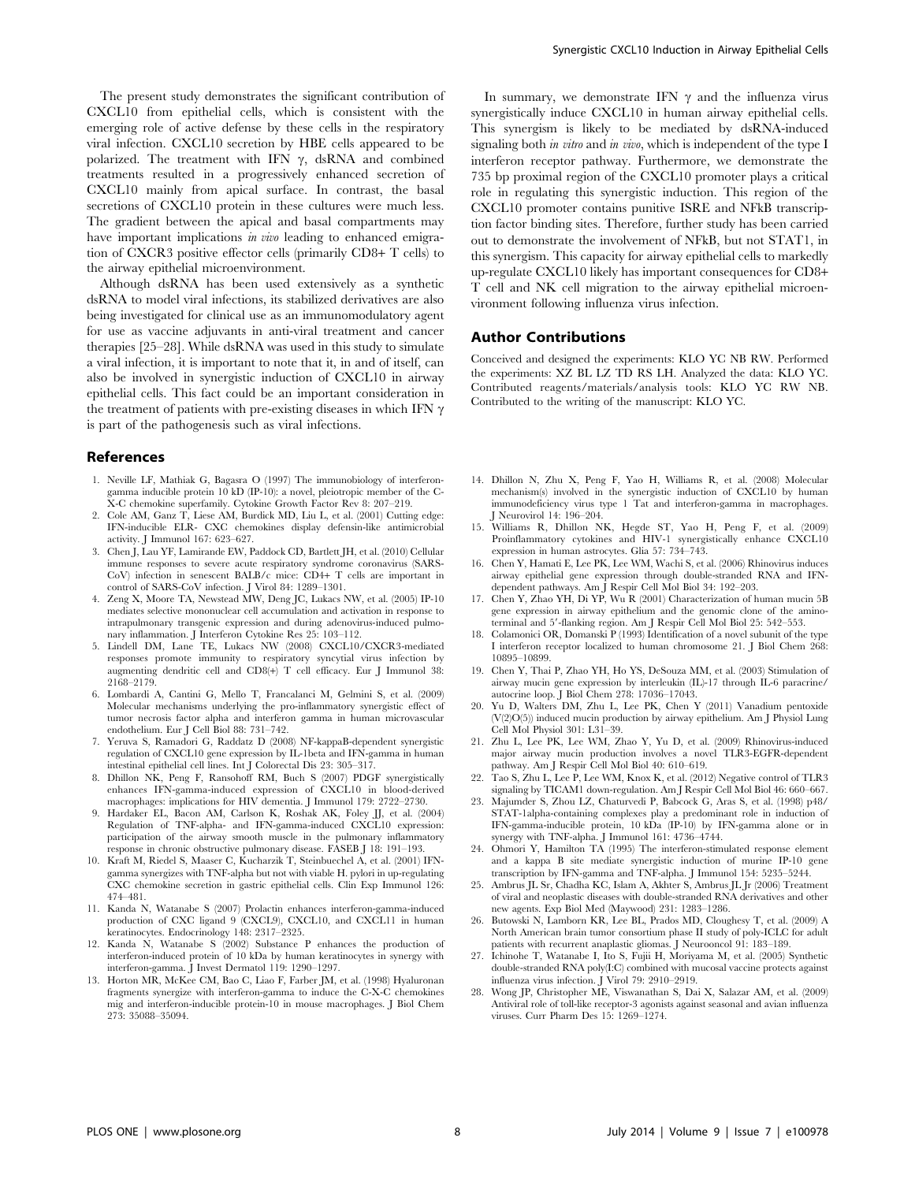The present study demonstrates the significant contribution of CXCL10 from epithelial cells, which is consistent with the emerging role of active defense by these cells in the respiratory viral infection. CXCL10 secretion by HBE cells appeared to be polarized. The treatment with IFN γ, dsRNA and combined treatments resulted in a progressively enhanced secretion of CXCL10 mainly from apical surface. In contrast, the basal secretions of CXCL10 protein in these cultures were much less. The gradient between the apical and basal compartments may have important implications *in vivo* leading to enhanced emigration of CXCR3 positive effector cells (primarily CD8+ T cells) to the airway epithelial microenvironment.

Although dsRNA has been used extensively as a synthetic dsRNA to model viral infections, its stabilized derivatives are also being investigated for clinical use as an immunomodulatory agent for use as vaccine adjuvants in anti-viral treatment and cancer therapies [25–28]. While dsRNA was used in this study to simulate a viral infection, it is important to note that it, in and of itself, can also be involved in synergistic induction of CXCL10 in airway epithelial cells. This fact could be an important consideration in the treatment of patients with pre-existing diseases in which IFN γ is part of the pathogenesis such as viral infections.

In summary, we demonstrate IFN γ and the influenza virus synergistically induce CXCL10 in human airway epithelial cells. This synergism is likely to be mediated by dsRNA-induced signaling both *in vitro* and *in vivo*, which is independent of the type I interferon receptor pathway. Furthermore, we demonstrate the 735 bp proximal region of the CXCL10 promoter plays a critical role in regulating this synergistic induction. This region of the CXCL10 promoter contains punitive ISRE and NFkB transcription factor binding sites. Therefore, further study has been carried out to demonstrate the involvement of NFkB, but not STAT1, in this synergism. This capacity for airway epithelial cells to markedly up-regulate CXCL10 likely has important consequences for CD8+ T cell and NK cell migration to the airway epithelial microenvironment following influenza virus infection.

## Author Contributions

Conceived and designed the experiments: KLO YC NB RW. Performed the experiments: XZ BL LZ TD RS LH. Analyzed the data: KLO YC. Contributed reagents/materials/analysis tools: KLO YC RW NB. Contributed to the writing of the manuscript: KLO YC.

## References

1. Neville LF, Mathiak G, Bagasra O (1997) The immunobiology of interferon-gamma inducible protein 10 kD (IP-10): a novel, pleiotropic member of the C-X-C chemokine superfamily. Cytokine Growth Factor Rev 8: 207–219.
2. Cole AM, Ganz T, Liese AM, Burdick MD, Liu L, et al. (2001) Cutting edge: IFN-inducible ELR- CXC chemokines display defensin-like antimicrobial activity. J Immunol 167: 623–627.
3. Chen J, Lau YF, Lamirande EW, Paddock CD, Bartlett JH, et al. (2010) Cellular immune responses to severe acute respiratory syndrome coronavirus (SARS-CoV) infection in senescent BALB/c mice: CD4+ T cells are important in control of SARS-CoV infection. J Virol 84: 1289–1301.
4. Zeng X, Moore TA, Newstead MW, Deng JC, Lukacs NW, et al. (2005) IP-10 mediates selective mononuclear cell accumulation and activation in response to intrapulmonary transgenic expression and during adenovirus-induced pulmonary inflammation. J Interferon Cytokine Res 25: 103–112.
5. Lindell DM, Lane TE, Lukacs NW (2008) CXCL10/CXCR3-mediated responses promote immunity to respiratory syncytial virus infection by augmenting dendritic cell and CD8(+) T cell efficacy. Eur J Immunol 38: 2168–2179.
6. Lombardi A, Cantini G, Mello T, Francalanci M, Gelmini S, et al. (2009) Molecular mechanisms underlying the pro-inflammatory synergistic effect of tumor necrosis factor alpha and interferon gamma in human microvascular endothelium. Eur J Cell Biol 88: 731–742.
7. Yeruva S, Ramadori G, Raddatz D (2008) NF-kappaB-dependent synergistic regulation of CXCL10 gene expression by IL-1beta and IFN-gamma in human intestinal epithelial cell lines. Int J Colorectal Dis 23: 305–317.
8. Dhillon NK, Peng F, Ransohoff RM, Buch S (2007) PDGF synergistically enhances IFN-gamma-induced expression of CXCL10 in blood-derived macrophages: implications for HIV dementia. J Immunol 179: 2722–2730.
9. Hardaker EL, Bacon AM, Carlson K, Roshak AK, Foley JJ, et al. (2004) Regulation of TNF-alpha- and IFN-gamma-induced CXCL10 expression: participation of the airway smooth muscle in the pulmonary inflammatory response in chronic obstructive pulmonary disease. FASEB J 18: 191–193.
10. Kraft M, Riedel S, Maaser C, Kucharzik T, Steinbuechel A, et al. (2001) IFN-gamma synergizes with TNF-alpha but not with viable H. pylori in up-regulating CXC chemokine secretion in gastric epithelial cells. Clin Exp Immunol 126: 474–481.
11. Kanda N, Watanabe S (2007) Prolactin enhances interferon-gamma-induced production of CXC ligand 9 (CXCL9), CXCL10, and CXCL11 in human keratinocytes. Endocrinology 148: 2317–2325.
12. Kanda N, Watanabe S (2002) Substance P enhances the production of interferon-induced protein of 10 kDa by human keratinocytes in synergy with interferon-gamma. J Invest Dermatol 119: 1290–1297.
13. Horton MR, McKee CM, Bao C, Liao F, Farber JM, et al. (1998) Hyaluronan fragments synergize with interferon-gamma to induce the C-X-C chemokines mig and interferon-inducible protein-10 in mouse macrophages. J Biol Chem 273: 35088–35094.
14. Dhillon N, Zhu X, Peng F, Yao H, Williams R, et al. (2008) Molecular mechanism(s) involved in the synergistic induction of CXCL10 by human immunodeficiency virus type 1 Tat and interferon-gamma in macrophages. J Neurovirol 14: 196–204.
15. Williams R, Dhillon NK, Hegde ST, Yao H, Peng F, et al. (2009) Proinflammatory cytokines and HIV-1 synergistically enhance CXCL10 expression in human astrocytes. Glia 57: 734–743.
16. Chen Y, Hamati E, Lee PK, Lee WM, Wachi S, et al. (2006) Rhinovirus induces airway epithelial gene expression through double-stranded RNA and IFN-dependent pathways. Am J Respir Cell Mol Biol 34: 192–203.
17. Chen Y, Zhao YH, Di YP, Wu R (2001) Characterization of human mucin 5B gene expression in airway epithelium and the genomic clone of the amino-terminal and 5′-flanking region. Am J Respir Cell Mol Biol 25: 542–553.
18. Colamonici OR, Domanski P (1993) Identification of a novel subunit of the type I interferon receptor localized to human chromosome 21. J Biol Chem 268: 10895–10899.
19. Chen Y, Thai P, Zhao YH, Ho YS, DeSouza MM, et al. (2003) Stimulation of airway mucin gene expression by interleukin (IL)-17 through IL-6 paracrine/autocrine loop. J Biol Chem 278: 17036–17043.
20. Yu D, Walters DM, Zhu L, Lee PK, Chen Y (2011) Vanadium pentoxide (V(2)O(5)) induced mucin production by airway epithelium. Am J Physiol Lung Cell Mol Physiol 301: L31–39.
21. Zhu L, Lee PK, Lee WM, Zhao Y, Yu D, et al. (2009) Rhinovirus-induced major airway mucin production involves a novel TLR3-EGFR-dependent pathway. Am J Respir Cell Mol Biol 40: 610–619.
22. Tao S, Zhu L, Lee P, Lee WM, Knox K, et al. (2012) Negative control of TLR3 signaling by TICAM1 down-regulation. Am J Respir Cell Mol Biol 46: 660–667.
23. Majumder S, Zhou LZ, Chaturvedi P, Babcock G, Aras S, et al. (1998) p48/STAT-1alpha-containing complexes play a predominant role in induction of IFN-gamma-inducible protein, 10 kDa (IP-10) by IFN-gamma alone or in synergy with TNF-alpha. J Immunol 161: 4736–4744.
24. Ohmori Y, Hamilton TA (1995) The interferon-stimulated response element and a kappa B site mediate synergistic induction of murine IP-10 gene transcription by IFN-gamma and TNF-alpha. J Immunol 154: 5235–5244.
25. Ambrus JL Sr, Chadha KC, Islam A, Akhter S, Ambrus JL Jr (2006) Treatment of viral and neoplastic diseases with double-stranded RNA derivatives and other new agents. Exp Biol Med (Maywood) 231: 1283–1286.
26. Butowski N, Lamborn KR, Lee BL, Prados MD, Cloughesy T, et al. (2009) A North American brain tumor consortium phase II study of poly-ICLC for adult patients with recurrent anaplastic gliomas. J Neurooncol 91: 183–189.
27. Ichinohe T, Watanabe I, Ito S, Fujii H, Moriyama M, et al. (2005) Synthetic double-stranded RNA poly(I:C) combined with mucosal vaccine protects against influenza virus infection. J Virol 79: 2910–2919.
28. Wong JP, Christopher ME, Viswanathan S, Dai X, Salazar AM, et al. (2009) Antiviral role of toll-like receptor-3 agonists against seasonal and avian influenza viruses. Curr Pharm Des 15: 1269–1274.